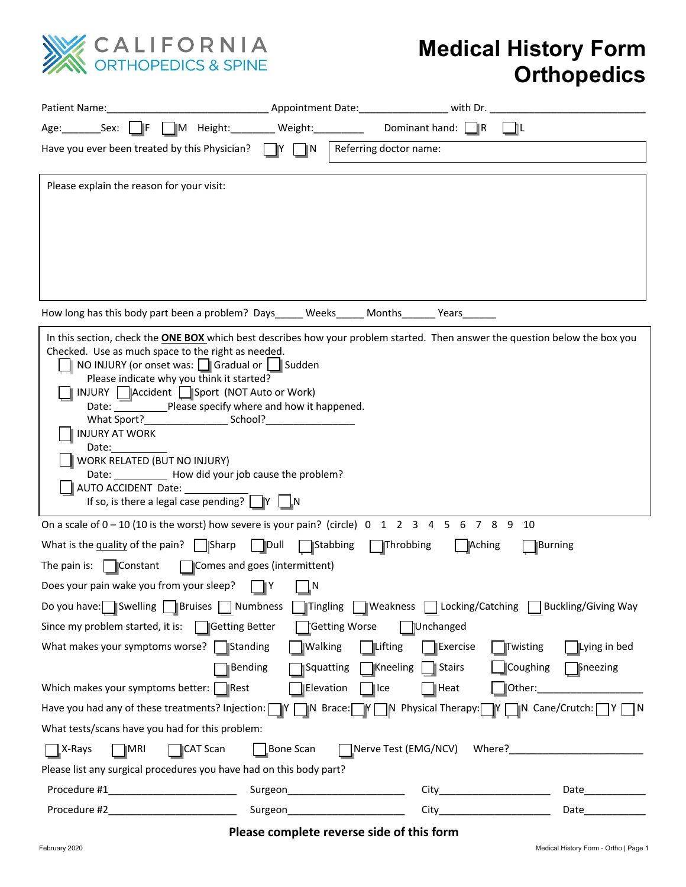CALIFORNIA ORTHOPEDICS & SPINE

# Medical History Form Orthopedics

Patient Name:_____________________________ Appointment Date:________________ with Dr. ___________________________

Age:_______Sex: ☐ F ☐ M Height:________ Weight:_________ Dominant hand: ☐ R ☐ L

Have you ever been treated by this Physician? ☐ Y ☐ N | Referring doctor name:

Please explain the reason for your visit:

How long has this body part been a problem? Days_____ Weeks_____ Months______ Years______

In this section, check the **ONE BOX** which best describes how your problem started. Then answer the question below the box you Checked. Use as much space to the right as needed.

☐ NO INJURY (or onset was: ☐ Gradual or ☐ Sudden
Please indicate why you think it started?

☐ INJURY ☐ Accident ☐ Sport (NOT Auto or Work)
Date: __________ Please specify where and how it happened.
What Sport?_______________ School?________________

☐ INJURY AT WORK
Date:__________

☐ WORK RELATED (BUT NO INJURY)
Date: _________ How did your job cause the problem?

☐ AUTO ACCIDENT Date: _____________
If so, is there a legal case pending? ☐ Y ☐ N

On a scale of 0 – 10 (10 is the worst) how severe is your pain? (circle) 0 1 2 3 4 5 6 7 8 9 10

What is the quality of the pain? ☐ Sharp ☐ Dull ☐ Stabbing ☐ Throbbing ☐ Aching ☐ Burning

The pain is: ☐ Constant ☐ Comes and goes (intermittent)

Does your pain wake you from your sleep? ☐ Y ☐ N

Do you have: ☐ Swelling ☐ Bruises ☐ Numbness ☐ Tingling ☐ Weakness ☐ Locking/Catching ☐ Buckling/Giving Way

Since my problem started, it is: ☐ Getting Better ☐ Getting Worse ☐ Unchanged

What makes your symptoms worse? ☐ Standing ☐ Walking ☐ Lifting ☐ Exercise ☐ Twisting ☐ Lying in bed
☐ Bending ☐ Squatting ☐ Kneeling ☐ Stairs ☐ Coughing ☐ Sneezing

Which makes your symptoms better: ☐ Rest ☐ Elevation ☐ Ice ☐ Heat ☐ Other:___________________

Have you had any of these treatments? Injection: ☐ Y ☐ N Brace: ☐ Y ☐ N Physical Therapy: ☐ Y ☐ N Cane/Crutch: ☐ Y ☐ N

What tests/scans have you had for this problem:

☐ X-Rays ☐ MRI ☐ CAT Scan ☐ Bone Scan ☐ Nerve Test (EMG/NCV) Where?_______________________

Please list any surgical procedures you have had on this body part?

Procedure #1______________________ Surgeon_____________________ City____________________ Date___________

Procedure #2______________________ Surgeon_____________________ City____________________ Date___________

**Please complete reverse side of this form**

February 2020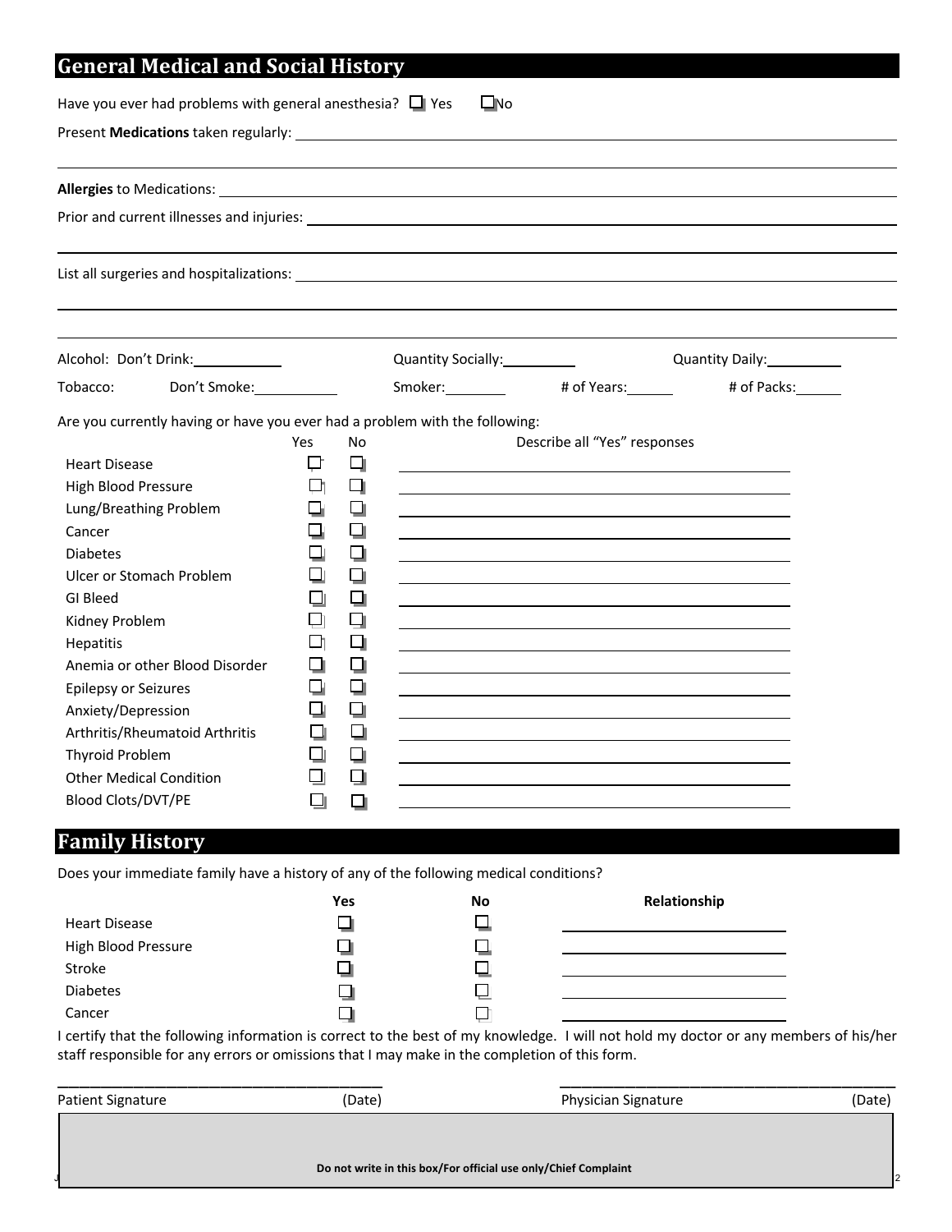## General Medical and Social History

Have you ever had problems with general anesthesia? ☐ Yes ☐ No

Present **Medications** taken regularly: ____________________________________________

____________________________________________

**Allergies** to Medications: ____________________________________________

Prior and current illnesses and injuries: ____________________________________________

____________________________________________

List all surgeries and hospitalizations: ____________________________________________

____________________________________________

____________________________________________

Alcohol: Don't Drink:__________ Quantity Socially:__________ Quantity Daily:__________

Tobacco: Don't Smoke:__________ Smoker:__________ # of Years:______ # of Packs:______

Are you currently having or have you ever had a problem with the following:

| | Yes | No | Describe all "Yes" responses |
|---|---|---|---|
| Heart Disease | ☐ | ☐ | |
| High Blood Pressure | ☐ | ☐ | |
| Lung/Breathing Problem | ☐ | ☐ | |
| Cancer | ☐ | ☐ | |
| Diabetes | ☐ | ☐ | |
| Ulcer or Stomach Problem | ☐ | ☐ | |
| GI Bleed | ☐ | ☐ | |
| Kidney Problem | ☐ | ☐ | |
| Hepatitis | ☐ | ☐ | |
| Anemia or other Blood Disorder | ☐ | ☐ | |
| Epilepsy or Seizures | ☐ | ☐ | |
| Anxiety/Depression | ☐ | ☐ | |
| Arthritis/Rheumatoid Arthritis | ☐ | ☐ | |
| Thyroid Problem | ☐ | ☐ | |
| Other Medical Condition | ☐ | ☐ | |
| Blood Clots/DVT/PE | ☐ | ☐ | |

## Family History

Does your immediate family have a history of any of the following medical conditions?

| | **Yes** | **No** | **Relationship** |
|---|---|---|---|
| Heart Disease | ☐ | ☐ | |
| High Blood Pressure | ☐ | ☐ | |
| Stroke | ☐ | ☐ | |
| Diabetes | ☐ | ☐ | |
| Cancer | ☐ | ☐ | |

I certify that the following information is correct to the best of my knowledge. I will not hold my doctor or any members of his/her staff responsible for any errors or omissions that I may make in the completion of this form.

______________________________________ ______________________________________

Patient Signature (Date) Physician Signature (Date)

**Do not write in this box/For official use only/Chief Complaint**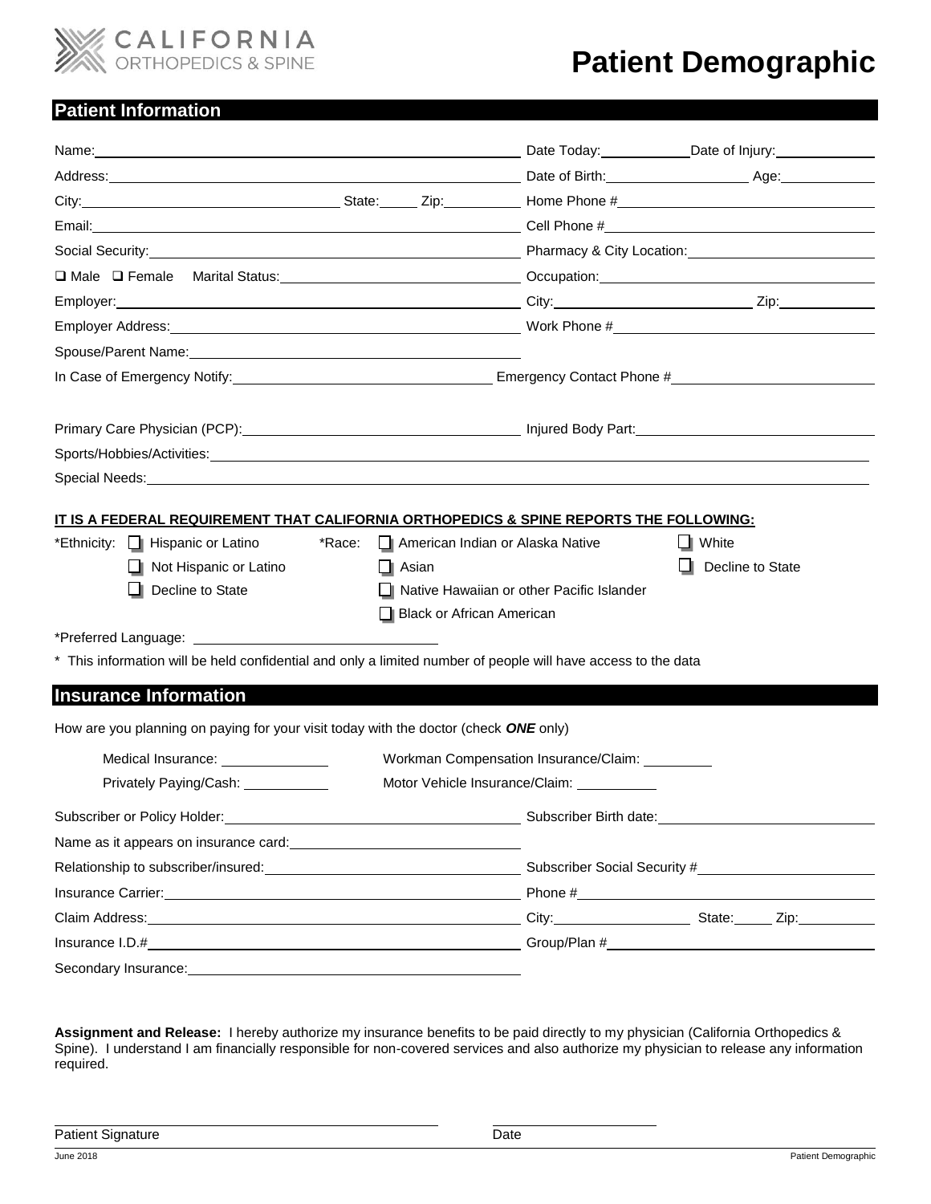CALIFORNIA ORTHOPEDICS & SPINE

# Patient Demographic

## Patient Information

Name: ______ Date Today: ______ Date of Injury: ______

Address: ______ Date of Birth: ______ Age: ______

City: ______ State: ______ Zip: ______ Home Phone # ______

Email: ______ Cell Phone # ______

Social Security: ______ Pharmacy & City Location: ______

❑ Male ❑ Female Marital Status: ______ Occupation: ______

Employer: ______ City: ______ Zip: ______

Employer Address: ______ Work Phone # ______

Spouse/Parent Name: ______

In Case of Emergency Notify: ______ Emergency Contact Phone # ______

Primary Care Physician (PCP): ______ Injured Body Part: ______

Sports/Hobbies/Activities: ______

Special Needs: ______

**IT IS A FEDERAL REQUIREMENT THAT CALIFORNIA ORTHOPEDICS & SPINE REPORTS THE FOLLOWING:**

*Ethnicity:
- ❑ Hispanic or Latino
- ❑ Not Hispanic or Latino
- ❑ Decline to State

*Race:
- ❑ American Indian or Alaska Native
- ❑ Asian
- ❑ Native Hawaiian or other Pacific Islander
- ❑ Black or African American
- ❑ White
- ❑ Decline to State

*Preferred Language: ______

* This information will be held confidential and only a limited number of people will have access to the data

## Insurance Information

How are you planning on paying for your visit today with the doctor (check ***ONE*** only)

Medical Insurance: ______ Workman Compensation Insurance/Claim: ______

Privately Paying/Cash: ______ Motor Vehicle Insurance/Claim: ______

Subscriber or Policy Holder: ______ Subscriber Birth date: ______

Name as it appears on insurance card: ______

Relationship to subscriber/insured: ______ Subscriber Social Security # ______

Insurance Carrier: ______ Phone # ______

Claim Address: ______ City: ______ State: ______ Zip: ______

Insurance I.D.# ______ Group/Plan # ______

Secondary Insurance: ______

**Assignment and Release:** I hereby authorize my insurance benefits to be paid directly to my physician (California Orthopedics & Spine). I understand I am financially responsible for non-covered services and also authorize my physician to release any information required.

______ ______

Patient Signature Date

June 2018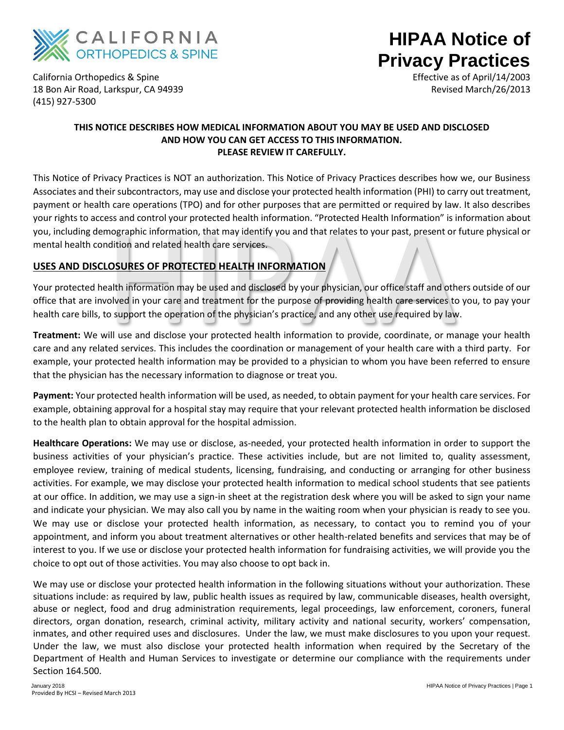CALIFORNIA ORTHOPEDICS & SPINE

# HIPAA Notice of Privacy Practices

California Orthopedics & Spine
18 Bon Air Road, Larkspur, CA 94939
(415) 927-5300

Effective as of April/14/2003
Revised March/26/2013

**THIS NOTICE DESCRIBES HOW MEDICAL INFORMATION ABOUT YOU MAY BE USED AND DISCLOSED AND HOW YOU CAN GET ACCESS TO THIS INFORMATION. PLEASE REVIEW IT CAREFULLY.**

This Notice of Privacy Practices is NOT an authorization. This Notice of Privacy Practices describes how we, our Business Associates and their subcontractors, may use and disclose your protected health information (PHI) to carry out treatment, payment or health care operations (TPO) and for other purposes that are permitted or required by law. It also describes your rights to access and control your protected health information. "Protected Health Information" is information about you, including demographic information, that may identify you and that relates to your past, present or future physical or mental health condition and related health care services.

## USES AND DISCLOSURES OF PROTECTED HEALTH INFORMATION

Your protected health information may be used and disclosed by your physician, our office staff and others outside of our office that are involved in your care and treatment for the purpose of providing health care services to you, to pay your health care bills, to support the operation of the physician's practice, and any other use required by law.

**Treatment:** We will use and disclose your protected health information to provide, coordinate, or manage your health care and any related services. This includes the coordination or management of your health care with a third party. For example, your protected health information may be provided to a physician to whom you have been referred to ensure that the physician has the necessary information to diagnose or treat you.

**Payment:** Your protected health information will be used, as needed, to obtain payment for your health care services. For example, obtaining approval for a hospital stay may require that your relevant protected health information be disclosed to the health plan to obtain approval for the hospital admission.

**Healthcare Operations:** We may use or disclose, as-needed, your protected health information in order to support the business activities of your physician's practice. These activities include, but are not limited to, quality assessment, employee review, training of medical students, licensing, fundraising, and conducting or arranging for other business activities. For example, we may disclose your protected health information to medical school students that see patients at our office. In addition, we may use a sign-in sheet at the registration desk where you will be asked to sign your name and indicate your physician. We may also call you by name in the waiting room when your physician is ready to see you. We may use or disclose your protected health information, as necessary, to contact you to remind you of your appointment, and inform you about treatment alternatives or other health-related benefits and services that may be of interest to you. If we use or disclose your protected health information for fundraising activities, we will provide you the choice to opt out of those activities. You may also choose to opt back in.

We may use or disclose your protected health information in the following situations without your authorization. These situations include: as required by law, public health issues as required by law, communicable diseases, health oversight, abuse or neglect, food and drug administration requirements, legal proceedings, law enforcement, coroners, funeral directors, organ donation, research, criminal activity, military activity and national security, workers' compensation, inmates, and other required uses and disclosures. Under the law, we must make disclosures to you upon your request. Under the law, we must also disclose your protected health information when required by the Secretary of the Department of Health and Human Services to investigate or determine our compliance with the requirements under Section 164.500.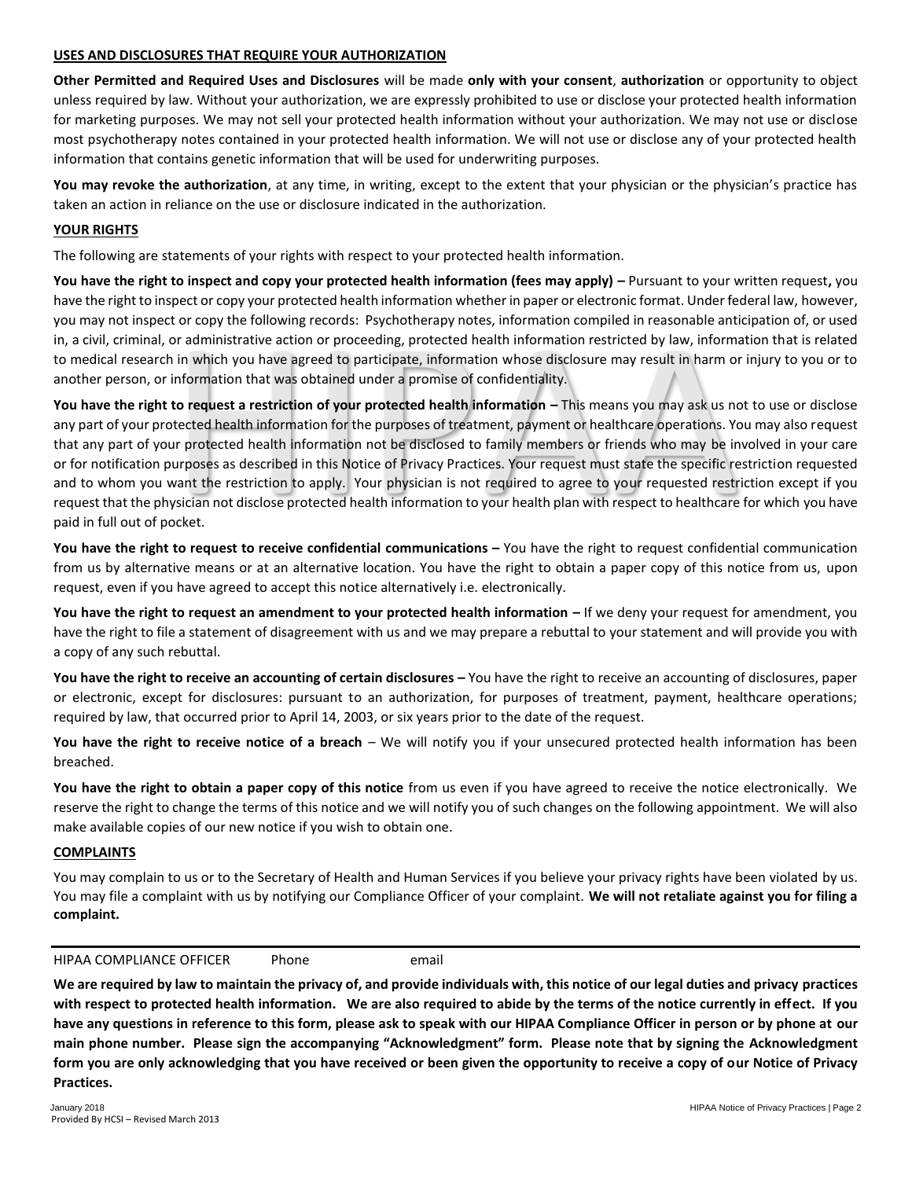## USES AND DISCLOSURES THAT REQUIRE YOUR AUTHORIZATION

**Other Permitted and Required Uses and Disclosures** will be made **only with your consent**, **authorization** or opportunity to object unless required by law. Without your authorization, we are expressly prohibited to use or disclose your protected health information for marketing purposes. We may not sell your protected health information without your authorization. We may not use or disclose most psychotherapy notes contained in your protected health information. We will not use or disclose any of your protected health information that contains genetic information that will be used for underwriting purposes.

**You may revoke the authorization**, at any time, in writing, except to the extent that your physician or the physician's practice has taken an action in reliance on the use or disclosure indicated in the authorization.

## YOUR RIGHTS

The following are statements of your rights with respect to your protected health information.

**You have the right to inspect and copy your protected health information (fees may apply) –** Pursuant to your written request**,** you have the right to inspect or copy your protected health information whether in paper or electronic format. Under federal law, however, you may not inspect or copy the following records: Psychotherapy notes, information compiled in reasonable anticipation of, or used in, a civil, criminal, or administrative action or proceeding, protected health information restricted by law, information that is related to medical research in which you have agreed to participate, information whose disclosure may result in harm or injury to you or to another person, or information that was obtained under a promise of confidentiality.

**You have the right to request a restriction of your protected health information –** This means you may ask us not to use or disclose any part of your protected health information for the purposes of treatment, payment or healthcare operations. You may also request that any part of your protected health information not be disclosed to family members or friends who may be involved in your care or for notification purposes as described in this Notice of Privacy Practices. Your request must state the specific restriction requested and to whom you want the restriction to apply. Your physician is not required to agree to your requested restriction except if you request that the physician not disclose protected health information to your health plan with respect to healthcare for which you have paid in full out of pocket.

**You have the right to request to receive confidential communications –** You have the right to request confidential communication from us by alternative means or at an alternative location. You have the right to obtain a paper copy of this notice from us, upon request, even if you have agreed to accept this notice alternatively i.e. electronically.

**You have the right to request an amendment to your protected health information –** If we deny your request for amendment, you have the right to file a statement of disagreement with us and we may prepare a rebuttal to your statement and will provide you with a copy of any such rebuttal.

**You have the right to receive an accounting of certain disclosures –** You have the right to receive an accounting of disclosures, paper or electronic, except for disclosures: pursuant to an authorization, for purposes of treatment, payment, healthcare operations; required by law, that occurred prior to April 14, 2003, or six years prior to the date of the request.

**You have the right to receive notice of a breach** – We will notify you if your unsecured protected health information has been breached.

**You have the right to obtain a paper copy of this notice** from us even if you have agreed to receive the notice electronically. We reserve the right to change the terms of this notice and we will notify you of such changes on the following appointment. We will also make available copies of our new notice if you wish to obtain one.

## COMPLAINTS

You may complain to us or to the Secretary of Health and Human Services if you believe your privacy rights have been violated by us. You may file a complaint with us by notifying our Compliance Officer of your complaint. **We will not retaliate against you for filing a complaint.**

---

HIPAA COMPLIANCE OFFICER Phone email

**We are required by law to maintain the privacy of, and provide individuals with, this notice of our legal duties and privacy practices with respect to protected health information. We are also required to abide by the terms of the notice currently in effect. If you have any questions in reference to this form, please ask to speak with our HIPAA Compliance Officer in person or by phone at our main phone number. Please sign the accompanying "Acknowledgment" form. Please note that by signing the Acknowledgment form you are only acknowledging that you have received or been given the opportunity to receive a copy of our Notice of Privacy Practices.**

January 2018
Provided By HCSI – Revised March 2013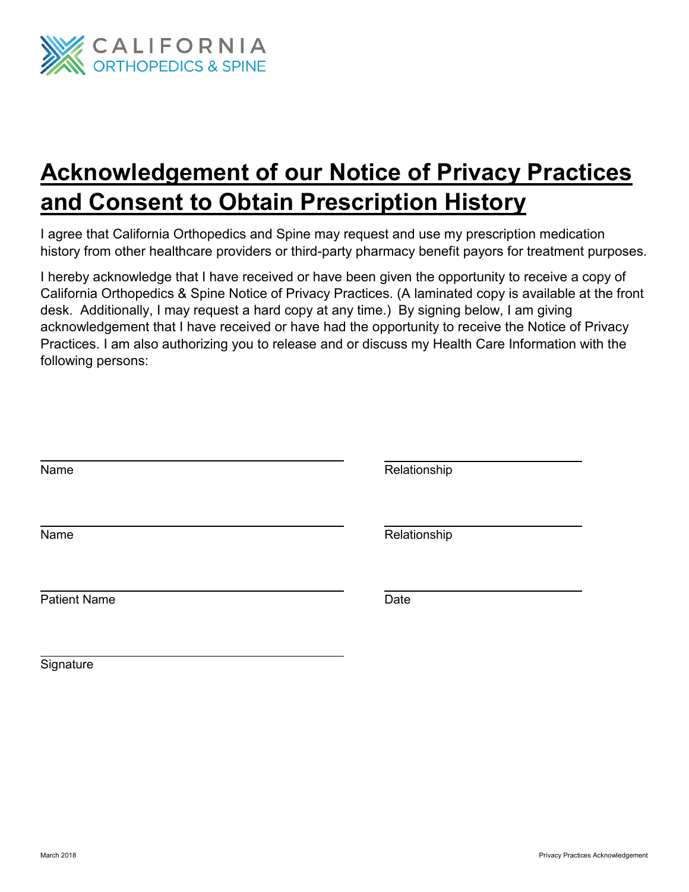CALIFORNIA
ORTHOPEDICS & SPINE

# Acknowledgement of our Notice of Privacy Practices and Consent to Obtain Prescription History

I agree that California Orthopedics and Spine may request and use my prescription medication history from other healthcare providers or third-party pharmacy benefit payors for treatment purposes.

I hereby acknowledge that I have received or have been given the opportunity to receive a copy of California Orthopedics & Spine Notice of Privacy Practices. (A laminated copy is available at the front desk. Additionally, I may request a hard copy at any time.) By signing below, I am giving acknowledgement that I have received or have had the opportunity to receive the Notice of Privacy Practices. I am also authorizing you to release and or discuss my Health Care Information with the following persons:

______________________________ ______________________________
Name Relationship

______________________________ ______________________________
Name Relationship

______________________________ ______________________________
Patient Name Date

______________________________
Signature

March 2018 Privacy Practices Acknowledgement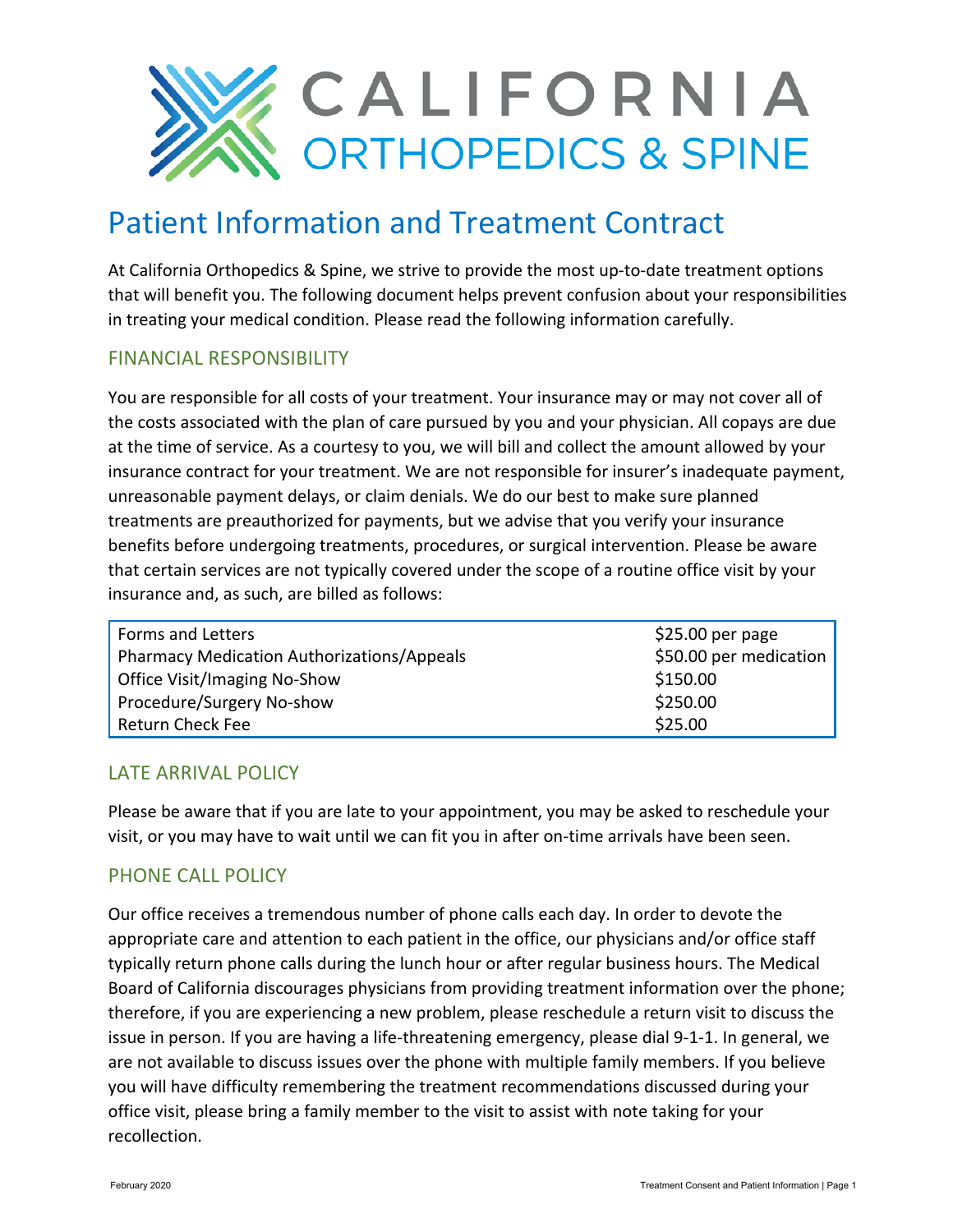# CALIFORNIA ORTHOPEDICS & SPINE

## Patient Information and Treatment Contract

At California Orthopedics & Spine, we strive to provide the most up-to-date treatment options that will benefit you. The following document helps prevent confusion about your responsibilities in treating your medical condition. Please read the following information carefully.

### FINANCIAL RESPONSIBILITY

You are responsible for all costs of your treatment. Your insurance may or may not cover all of the costs associated with the plan of care pursued by you and your physician. All copays are due at the time of service. As a courtesy to you, we will bill and collect the amount allowed by your insurance contract for your treatment. We are not responsible for insurer's inadequate payment, unreasonable payment delays, or claim denials. We do our best to make sure planned treatments are preauthorized for payments, but we advise that you verify your insurance benefits before undergoing treatments, procedures, or surgical intervention. Please be aware that certain services are not typically covered under the scope of a routine office visit by your insurance and, as such, are billed as follows:

| Service | Fee |
|---|---|
| Forms and Letters | $25.00 per page |
| Pharmacy Medication Authorizations/Appeals | $50.00 per medication |
| Office Visit/Imaging No-Show | $150.00 |
| Procedure/Surgery No-show | $250.00 |
| Return Check Fee | $25.00 |

### LATE ARRIVAL POLICY

Please be aware that if you are late to your appointment, you may be asked to reschedule your visit, or you may have to wait until we can fit you in after on-time arrivals have been seen.

### PHONE CALL POLICY

Our office receives a tremendous number of phone calls each day. In order to devote the appropriate care and attention to each patient in the office, our physicians and/or office staff typically return phone calls during the lunch hour or after regular business hours. The Medical Board of California discourages physicians from providing treatment information over the phone; therefore, if you are experiencing a new problem, please reschedule a return visit to discuss the issue in person. If you are having a life-threatening emergency, please dial 9-1-1. In general, we are not available to discuss issues over the phone with multiple family members. If you believe you will have difficulty remembering the treatment recommendations discussed during your office visit, please bring a family member to the visit to assist with note taking for your recollection.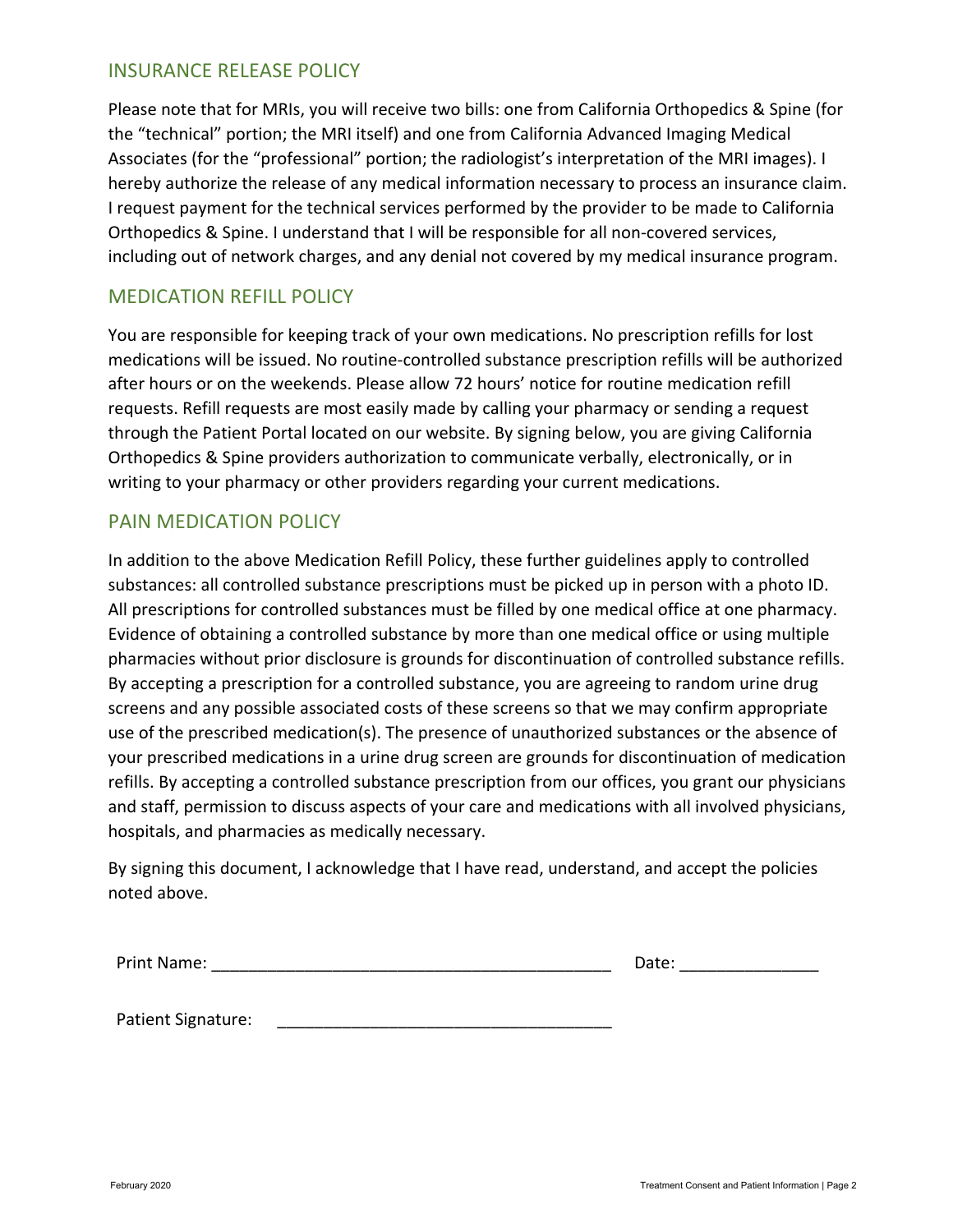## INSURANCE RELEASE POLICY

Please note that for MRIs, you will receive two bills: one from California Orthopedics & Spine (for the "technical" portion; the MRI itself) and one from California Advanced Imaging Medical Associates (for the "professional" portion; the radiologist's interpretation of the MRI images). I hereby authorize the release of any medical information necessary to process an insurance claim. I request payment for the technical services performed by the provider to be made to California Orthopedics & Spine. I understand that I will be responsible for all non-covered services, including out of network charges, and any denial not covered by my medical insurance program.

## MEDICATION REFILL POLICY

You are responsible for keeping track of your own medications. No prescription refills for lost medications will be issued. No routine-controlled substance prescription refills will be authorized after hours or on the weekends. Please allow 72 hours' notice for routine medication refill requests. Refill requests are most easily made by calling your pharmacy or sending a request through the Patient Portal located on our website. By signing below, you are giving California Orthopedics & Spine providers authorization to communicate verbally, electronically, or in writing to your pharmacy or other providers regarding your current medications.

## PAIN MEDICATION POLICY

In addition to the above Medication Refill Policy, these further guidelines apply to controlled substances: all controlled substance prescriptions must be picked up in person with a photo ID. All prescriptions for controlled substances must be filled by one medical office at one pharmacy. Evidence of obtaining a controlled substance by more than one medical office or using multiple pharmacies without prior disclosure is grounds for discontinuation of controlled substance refills. By accepting a prescription for a controlled substance, you are agreeing to random urine drug screens and any possible associated costs of these screens so that we may confirm appropriate use of the prescribed medication(s). The presence of unauthorized substances or the absence of your prescribed medications in a urine drug screen are grounds for discontinuation of medication refills. By accepting a controlled substance prescription from our offices, you grant our physicians and staff, permission to discuss aspects of your care and medications with all involved physicians, hospitals, and pharmacies as medically necessary.

By signing this document, I acknowledge that I have read, understand, and accept the policies noted above.

Print Name: ___________________________________________ Date: _______________

Patient Signature: ___________________________________